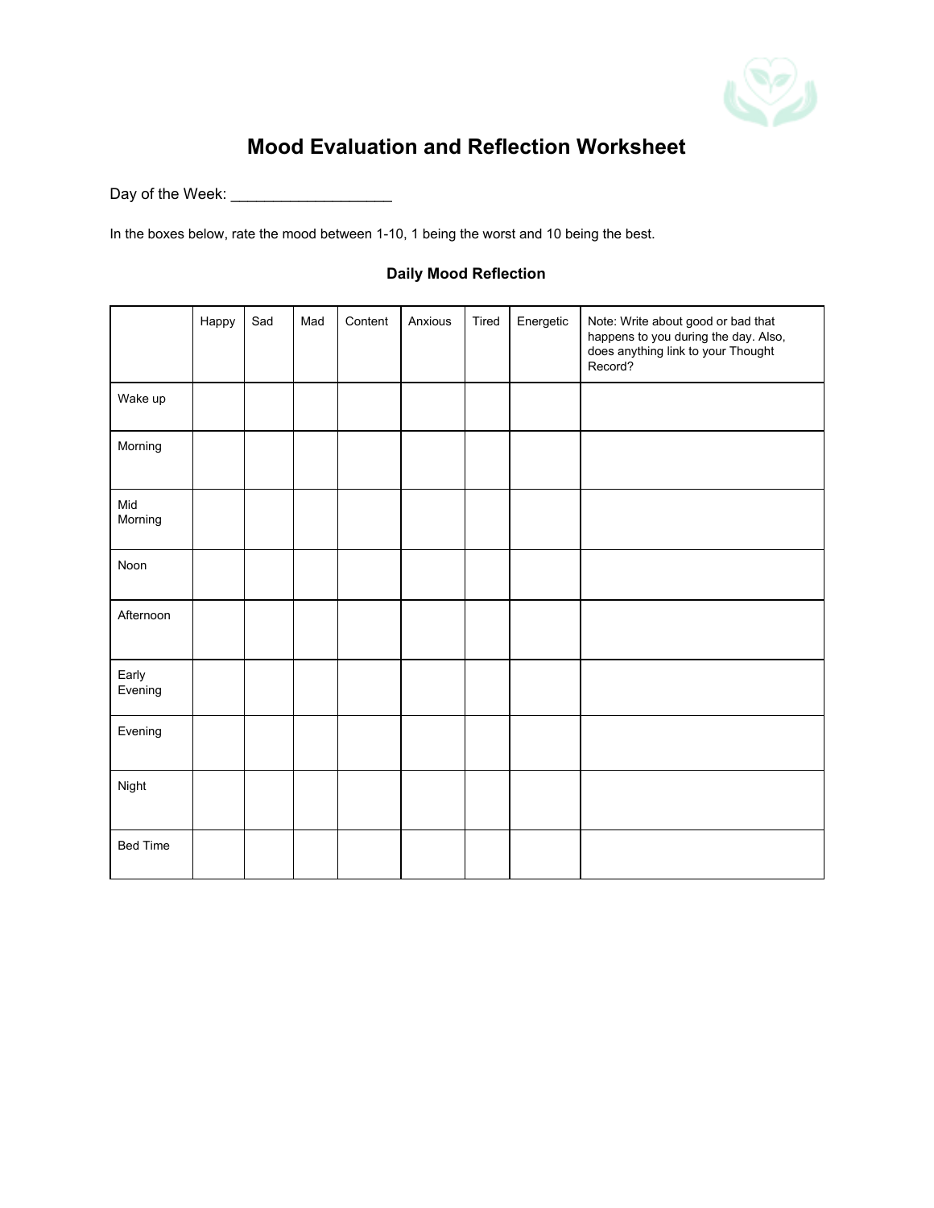# Mood Evaluation and Reflection Worksheet

Day of the Week: ___________________

In the boxes below, rate the mood between 1-10, 1 being the worst and 10 being the best.

### Daily Mood Reflection

| | Happy | Sad | Mad | Content | Anxious | Tired | Energetic | Note: Write about good or bad that happens to you during the day. Also, does anything link to your Thought Record? |
|---|---|---|---|---|---|---|---|---|
| Wake up | | | | | | | | |
| Morning | | | | | | | | |
| Mid Morning | | | | | | | | |
| Noon | | | | | | | | |
| Afternoon | | | | | | | | |
| Early Evening | | | | | | | | |
| Evening | | | | | | | | |
| Night | | | | | | | | |
| Bed Time | | | | | | | | |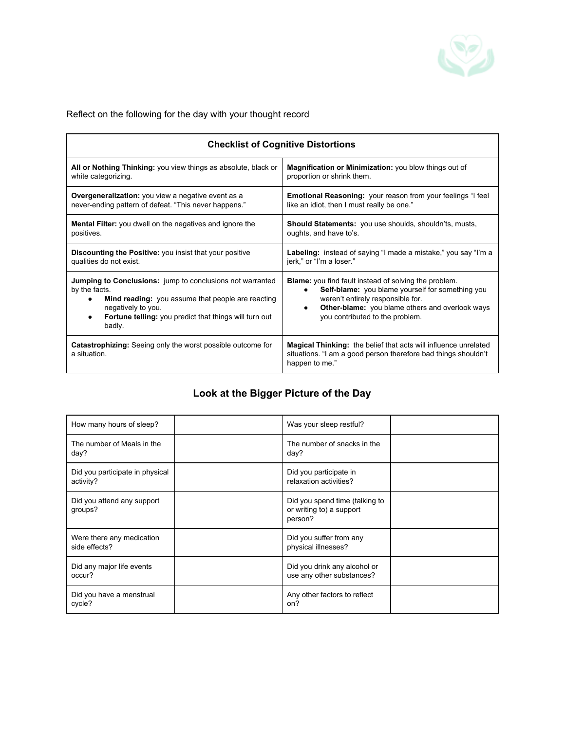Reflect on the following for the day with your thought record

| Checklist of Cognitive Distortions | |
|---|---|
| **All or Nothing Thinking:** you view things as absolute, black or white categorizing. | **Magnification or Minimization:** you blow things out of proportion or shrink them. |
| **Overgeneralization:** you view a negative event as a never-ending pattern of defeat. "This never happens." | **Emotional Reasoning:** your reason from your feelings "I feel like an idiot, then I must really be one." |
| **Mental Filter:** you dwell on the negatives and ignore the positives. | **Should Statements:** you use shoulds, shouldn'ts, musts, oughts, and have to's. |
| **Discounting the Positive:** you insist that your positive qualities do not exist. | **Labeling:** instead of saying "I made a mistake," you say "I'm a jerk," or "I'm a loser." |
| **Jumping to Conclusions:** jump to conclusions not warranted by the facts. <br>• **Mind reading:** you assume that people are reacting negatively to you. <br>• **Fortune telling:** you predict that things will turn out badly. | **Blame:** you find fault instead of solving the problem. <br>• **Self-blame:** you blame yourself for something you weren't entirely responsible for. <br>• **Other-blame:** you blame others and overlook ways you contributed to the problem. |
| **Catastrophizing:** Seeing only the worst possible outcome for a situation. | **Magical Thinking:** the belief that acts will influence unrelated situations. "I am a good person therefore bad things shouldn't happen to me." |

## Look at the Bigger Picture of the Day

| | | | |
|---|---|---|---|
| How many hours of sleep? | | Was your sleep restful? | |
| The number of Meals in the day? | | The number of snacks in the day? | |
| Did you participate in physical activity? | | Did you participate in relaxation activities? | |
| Did you attend any support groups? | | Did you spend time (talking to or writing to) a support person? | |
| Were there any medication side effects? | | Did you suffer from any physical illnesses? | |
| Did any major life events occur? | | Did you drink any alcohol or use any other substances? | |
| Did you have a menstrual cycle? | | Any other factors to reflect on? | |